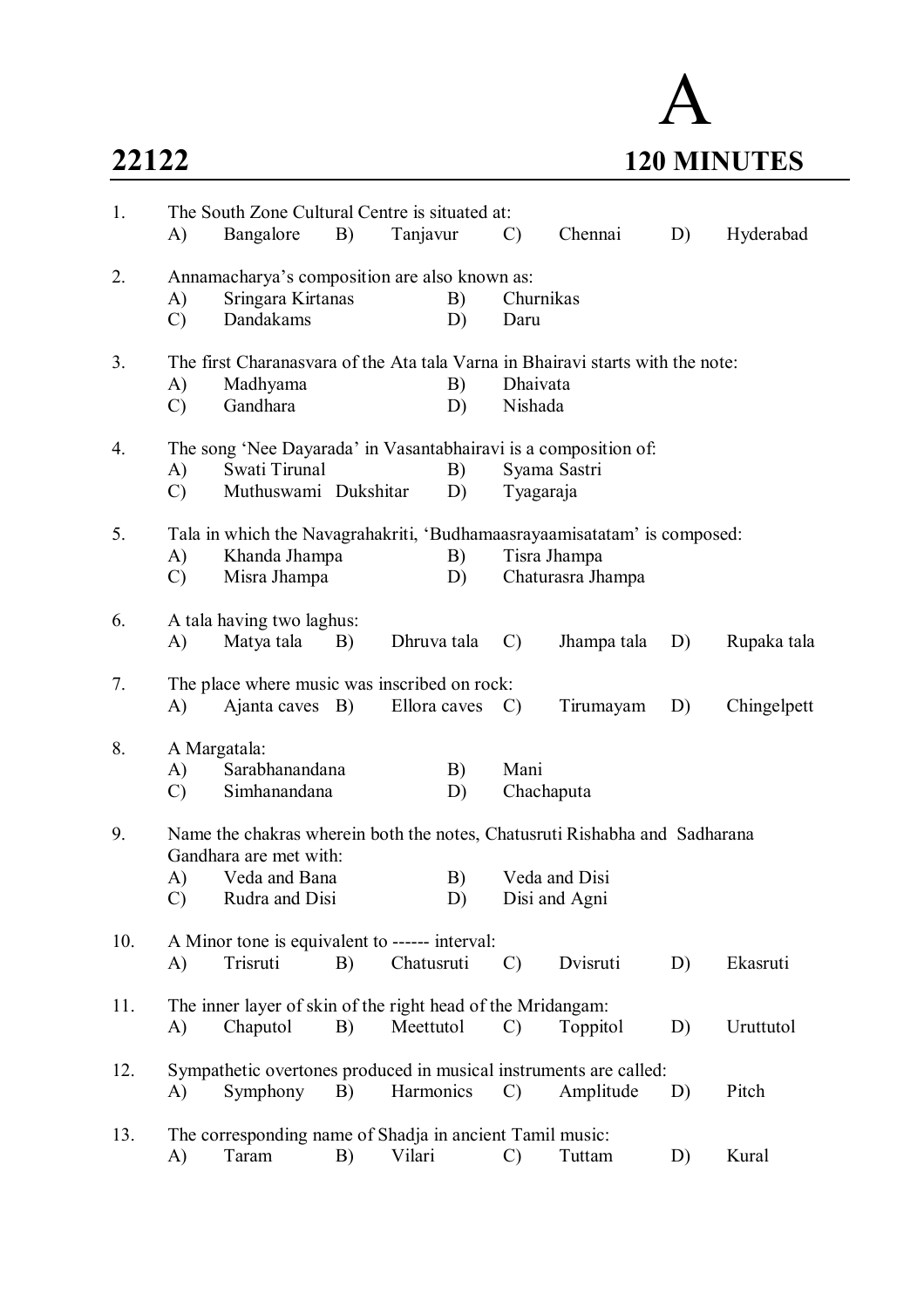# A

**22122** **120 MINUTES**

1. The South Zone Cultural Centre is situated at:
   A) Bangalore B) Tanjavur C) Chennai D) Hyderabad

2. Annamacharya's composition are also known as:
   A) Sringara Kirtanas B) Churnikas
   C) Dandakams D) Daru

3. The first Charanasvara of the Ata tala Varna in Bhairavi starts with the note:
   A) Madhyama B) Dhaivata
   C) Gandhara D) Nishada

4. The song 'Nee Dayarada' in Vasantabhairavi is a composition of:
   A) Swati Tirunal B) Syama Sastri
   C) Muthuswami Dukshitar D) Tyagaraja

5. Tala in which the Navagrahakriti, 'Budhamaasrayaamisatatam' is composed:
   A) Khanda Jhampa B) Tisra Jhampa
   C) Misra Jhampa D) Chaturasra Jhampa

6. A tala having two laghus:
   A) Matya tala B) Dhruva tala C) Jhampa tala D) Rupaka tala

7. The place where music was inscribed on rock:
   A) Ajanta caves B) Ellora caves C) Tirumayam D) Chingelpett

8. A Margatala:
   A) Sarabhanandana B) Mani
   C) Simhanandana D) Chachaputa

9. Name the chakras wherein both the notes, Chatusruti Rishabha and Sadharana Gandhara are met with:
   A) Veda and Bana B) Veda and Disi
   C) Rudra and Disi D) Disi and Agni

10. A Minor tone is equivalent to ------ interval:
    A) Trisruti B) Chatusruti C) Dvisruti D) Ekasruti

11. The inner layer of skin of the right head of the Mridangam:
    A) Chaputol B) Meettutol C) Toppitol D) Uruttutol

12. Sympathetic overtones produced in musical instruments are called:
    A) Symphony B) Harmonics C) Amplitude D) Pitch

13. The corresponding name of Shadja in ancient Tamil music:
    A) Taram B) Vilari C) Tuttam D) Kural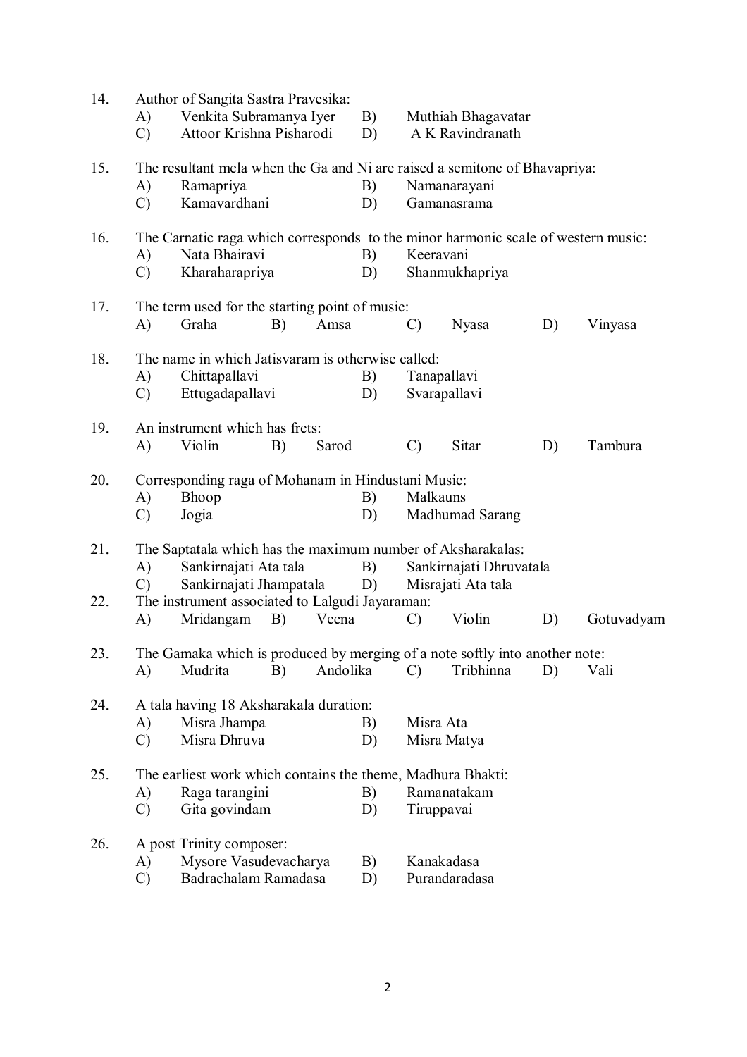14. Author of Sangita Sastra Pravesika:
    - A) Venkita Subramanya Iyer
    - B) Muthiah Bhagavatar
    - C) Attoor Krishna Pisharodi
    - D) A K Ravindranath

15. The resultant mela when the Ga and Ni are raised a semitone of Bhavapriya:
    - A) Ramapriya
    - B) Namanarayani
    - C) Kamavardhani
    - D) Gamanasrama

16. The Carnatic raga which corresponds to the minor harmonic scale of western music:
    - A) Nata Bhairavi
    - B) Keeravani
    - C) Kharaharapriya
    - D) Shanmukhapriya

17. The term used for the starting point of music:
    - A) Graha
    - B) Amsa
    - C) Nyasa
    - D) Vinyasa

18. The name in which Jatisvaram is otherwise called:
    - A) Chittapallavi
    - B) Tanapallavi
    - C) Ettugadapallavi
    - D) Svarapallavi

19. An instrument which has frets:
    - A) Violin
    - B) Sarod
    - C) Sitar
    - D) Tambura

20. Corresponding raga of Mohanam in Hindustani Music:
    - A) Bhoop
    - B) Malkauns
    - C) Jogia
    - D) Madhumad Sarang

21. The Saptatala which has the maximum number of Aksharakalas:
    - A) Sankirnajati Ata tala
    - B) Sankirnajati Dhruvatala
    - C) Sankirnajati Jhampatala
    - D) Misrajati Ata tala

22. The instrument associated to Lalgudi Jayaraman:
    - A) Mridangam
    - B) Veena
    - C) Violin
    - D) Gotuvadyam

23. The Gamaka which is produced by merging of a note softly into another note:
    - A) Mudrita
    - B) Andolika
    - C) Tribhinna
    - D) Vali

24. A tala having 18 Aksharakala duration:
    - A) Misra Jhampa
    - B) Misra Ata
    - C) Misra Dhruva
    - D) Misra Matya

25. The earliest work which contains the theme, Madhura Bhakti:
    - A) Raga tarangini
    - B) Ramanatakam
    - C) Gita govindam
    - D) Tiruppavai

26. A post Trinity composer:
    - A) Mysore Vasudevacharya
    - B) Kanakadasa
    - C) Badrachalam Ramadasa
    - D) Purandaradasa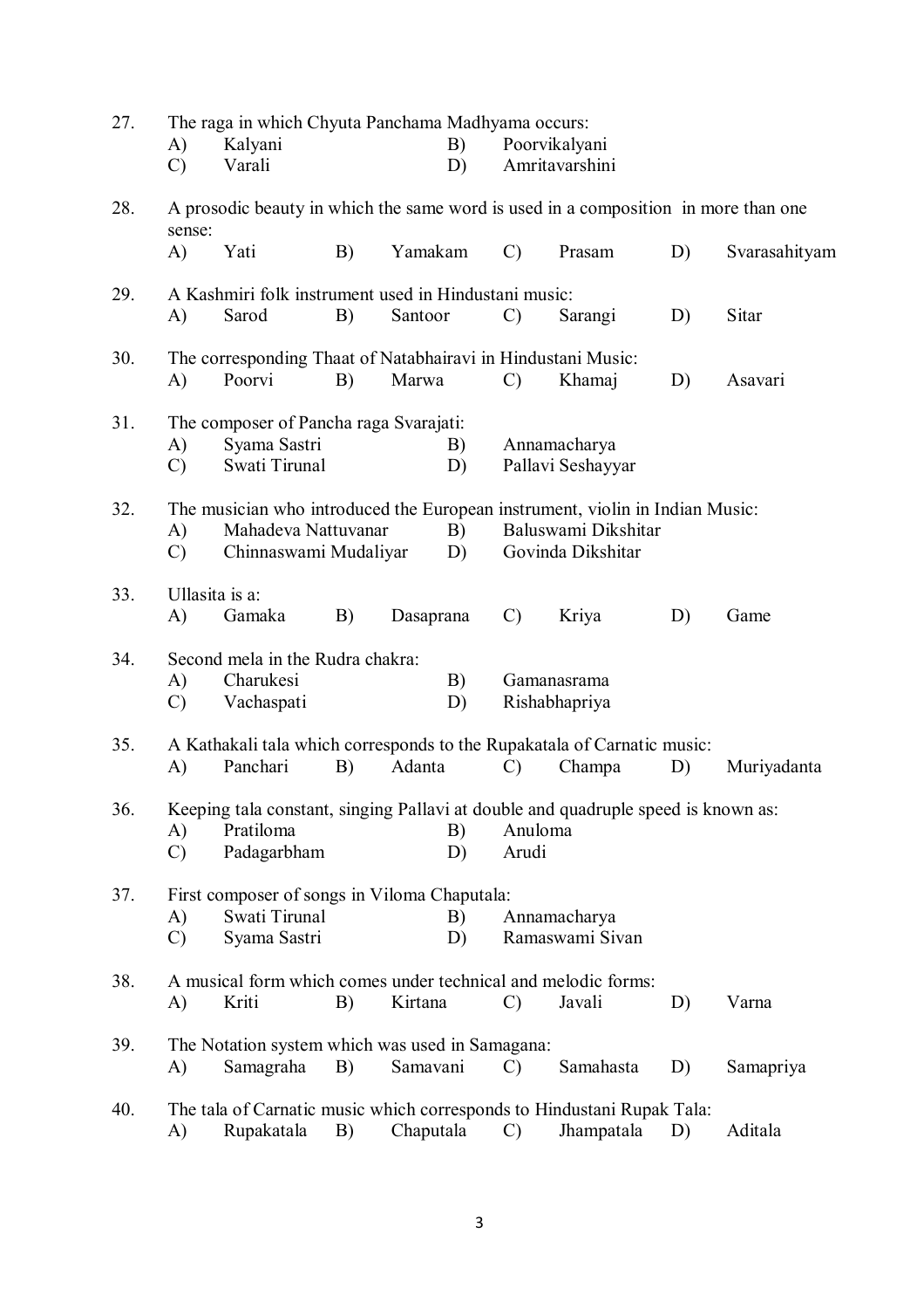27. The raga in which Chyuta Panchama Madhyama occurs:
   - A) Kalyani
   - B) Poorvikalyani
   - C) Varali
   - D) Amritavarshini

28. A prosodic beauty in which the same word is used in a composition in more than one sense:
   - A) Yati
   - B) Yamakam
   - C) Prasam
   - D) Svarasahityam

29. A Kashmiri folk instrument used in Hindustani music:
   - A) Sarod
   - B) Santoor
   - C) Sarangi
   - D) Sitar

30. The corresponding Thaat of Natabhairavi in Hindustani Music:
   - A) Poorvi
   - B) Marwa
   - C) Khamaj
   - D) Asavari

31. The composer of Pancha raga Svarajati:
   - A) Syama Sastri
   - B) Annamacharya
   - C) Swati Tirunal
   - D) Pallavi Seshayyar

32. The musician who introduced the European instrument, violin in Indian Music:
   - A) Mahadeva Nattuvanar
   - B) Baluswami Dikshitar
   - C) Chinnaswami Mudaliyar
   - D) Govinda Dikshitar

33. Ullasita is a:
   - A) Gamaka
   - B) Dasaprana
   - C) Kriya
   - D) Game

34. Second mela in the Rudra chakra:
   - A) Charukesi
   - B) Gamanasrama
   - C) Vachaspati
   - D) Rishabhapriya

35. A Kathakali tala which corresponds to the Rupakatala of Carnatic music:
   - A) Panchari
   - B) Adanta
   - C) Champa
   - D) Muriyadanta

36. Keeping tala constant, singing Pallavi at double and quadruple speed is known as:
   - A) Pratiloma
   - B) Anuloma
   - C) Padagarbham
   - D) Arudi

37. First composer of songs in Viloma Chaputala:
   - A) Swati Tirunal
   - B) Annamacharya
   - C) Syama Sastri
   - D) Ramaswami Sivan

38. A musical form which comes under technical and melodic forms:
   - A) Kriti
   - B) Kirtana
   - C) Javali
   - D) Varna

39. The Notation system which was used in Samagana:
   - A) Samagraha
   - B) Samavani
   - C) Samahasta
   - D) Samapriya

40. The tala of Carnatic music which corresponds to Hindustani Rupak Tala:
   - A) Rupakatala
   - B) Chaputala
   - C) Jhampatala
   - D) Aditala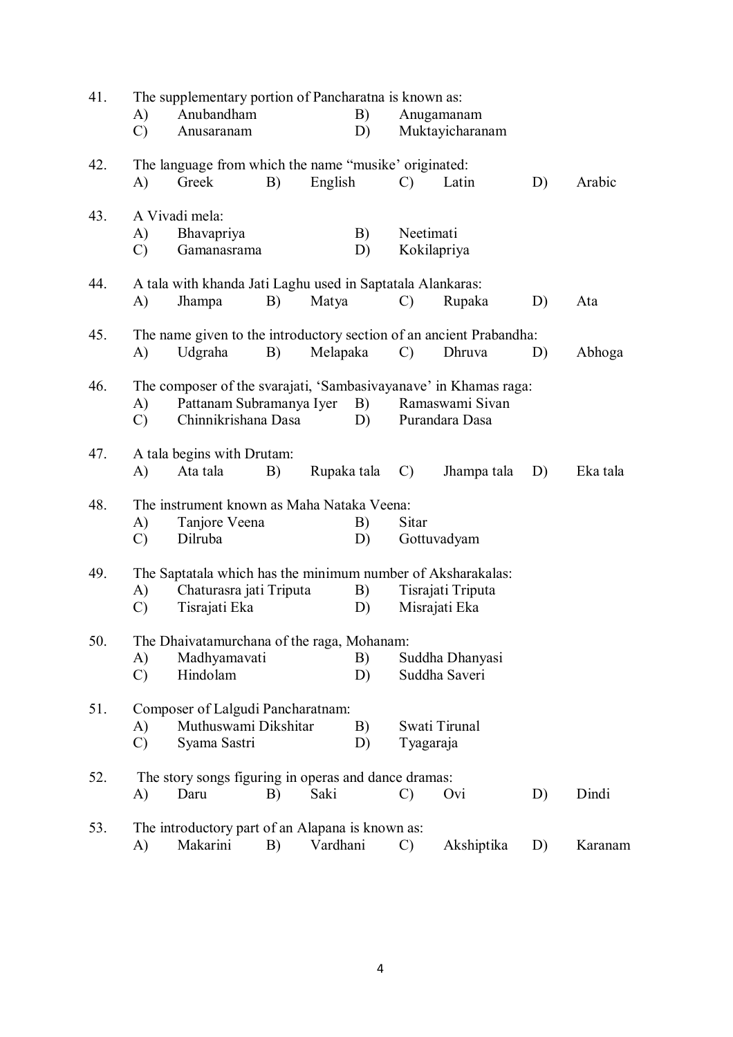41. The supplementary portion of Pancharatna is known as:
    - A) Anubandham
    - B) Anugamanam
    - C) Anusaranam
    - D) Muktayicharanam

42. The language from which the name "musike' originated:
    - A) Greek
    - B) English
    - C) Latin
    - D) Arabic

43. A Vivadi mela:
    - A) Bhavapriya
    - B) Neetimati
    - C) Gamanasrama
    - D) Kokilapriya

44. A tala with khanda Jati Laghu used in Saptatala Alankaras:
    - A) Jhampa
    - B) Matya
    - C) Rupaka
    - D) Ata

45. The name given to the introductory section of an ancient Prabandha:
    - A) Udgraha
    - B) Melapaka
    - C) Dhruva
    - D) Abhoga

46. The composer of the svarajati, 'Sambasivayanave' in Khamas raga:
    - A) Pattanam Subramanya Iyer
    - B) Ramaswami Sivan
    - C) Chinnikrishana Dasa
    - D) Purandara Dasa

47. A tala begins with Drutam:
    - A) Ata tala
    - B) Rupaka tala
    - C) Jhampa tala
    - D) Eka tala

48. The instrument known as Maha Nataka Veena:
    - A) Tanjore Veena
    - B) Sitar
    - C) Dilruba
    - D) Gottuvadyam

49. The Saptatala which has the minimum number of Aksharakalas:
    - A) Chaturasra jati Triputa
    - B) Tisrajati Triputa
    - C) Tisrajati Eka
    - D) Misrajati Eka

50. The Dhaivatamurchana of the raga, Mohanam:
    - A) Madhyamavati
    - B) Suddha Dhanyasi
    - C) Hindolam
    - D) Suddha Saveri

51. Composer of Lalgudi Pancharatnam:
    - A) Muthuswami Dikshitar
    - B) Swati Tirunal
    - C) Syama Sastri
    - D) Tyagaraja

52. The story songs figuring in operas and dance dramas:
    - A) Daru
    - B) Saki
    - C) Ovi
    - D) Dindi

53. The introductory part of an Alapana is known as:
    - A) Makarini
    - B) Vardhani
    - C) Akshiptika
    - D) Karanam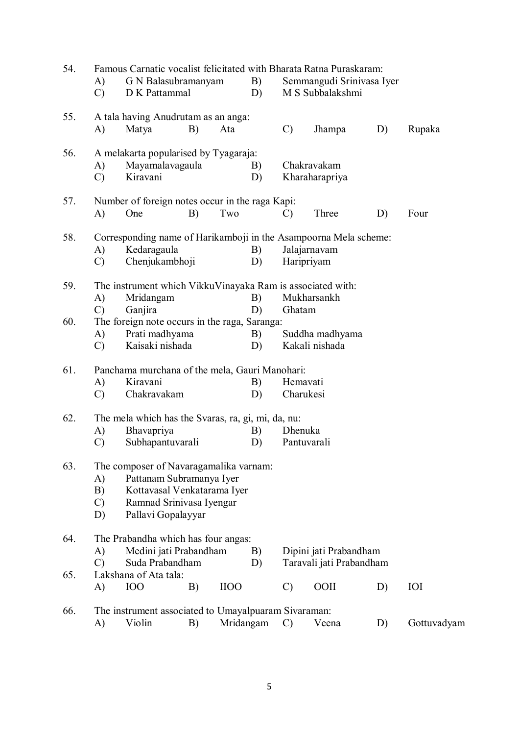54. Famous Carnatic vocalist felicitated with Bharata Ratna Puraskaram:
    A) G N Balasubramanyam B) Semmangudi Srinivasa Iyer
    C) D K Pattammal D) M S Subbalakshmi

55. A tala having Anudrutam as an anga:
    A) Matya B) Ata C) Jhampa D) Rupaka

56. A melakarta popularised by Tyagaraja:
    A) Mayamalavagaula B) Chakravakam
    C) Kiravani D) Kharaharapriya

57. Number of foreign notes occur in the raga Kapi:
    A) One B) Two C) Three D) Four

58. Corresponding name of Harikamboji in the Asampoorna Mela scheme:
    A) Kedaragaula B) Jalajarnavam
    C) Chenjukambhoji D) Haripriyam

59. The instrument which VikkuVinayaka Ram is associated with:
    A) Mridangam B) Mukharsankh
    C) Ganjira D) Ghatam

60. The foreign note occurs in the raga, Saranga:
    A) Prati madhyama B) Suddha madhyama
    C) Kaisaki nishada D) Kakali nishada

61. Panchama murchana of the mela, Gauri Manohari:
    A) Kiravani B) Hemavati
    C) Chakravakam D) Charukesi

62. The mela which has the Svaras, ra, gi, mi, da, nu:
    A) Bhavapriya B) Dhenuka
    C) Subhapantuvarali D) Pantuvarali

63. The composer of Navaragamalika varnam:
    A) Pattanam Subramanya Iyer
    B) Kottavasal Venkatarama Iyer
    C) Ramnad Srinivasa Iyengar
    D) Pallavi Gopalayyar

64. The Prabandha which has four angas:
    A) Medini jati Prabandham B) Dipini jati Prabandham
    C) Suda Prabandham D) Taravali jati Prabandham

65. Lakshana of Ata tala:
    A) IOO B) IIOO C) OOII D) IOI

66. The instrument associated to Umayalpuaram Sivaraman:
    A) Violin B) Mridangam C) Veena D) Gottuvadyam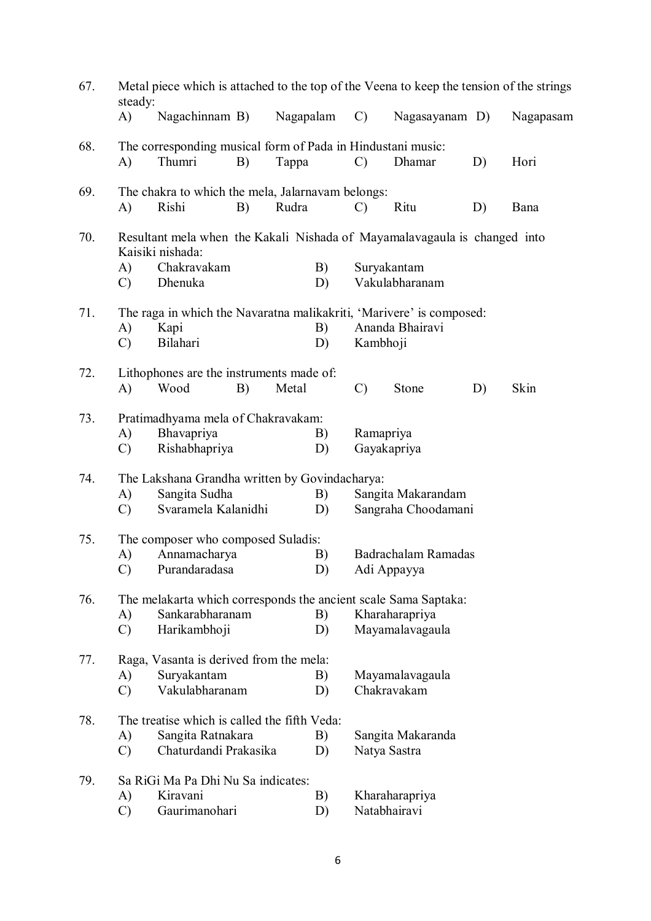67. Metal piece which is attached to the top of the Veena to keep the tension of the strings steady:
 A) Nagachinnam B) Nagapalam C) Nagasayanam D) Nagapasam

68. The corresponding musical form of Pada in Hindustani music:
 A) Thumri B) Tappa C) Dhamar D) Hori

69. The chakra to which the mela, Jalarnavam belongs:
 A) Rishi B) Rudra C) Ritu D) Bana

70. Resultant mela when the Kakali Nishada of Mayamalavagaula is changed into Kaisiki nishada:
 A) Chakravakam B) Suryakantam
 C) Dhenuka D) Vakulabharanam

71. The raga in which the Navaratna malikakriti, 'Marivere' is composed:
 A) Kapi B) Ananda Bhairavi
 C) Bilahari D) Kambhoji

72. Lithophones are the instruments made of:
 A) Wood B) Metal C) Stone D) Skin

73. Pratimadhyama mela of Chakravakam:
 A) Bhavapriya B) Ramapriya
 C) Rishabhapriya D) Gayakapriya

74. The Lakshana Grandha written by Govindacharya:
 A) Sangita Sudha B) Sangita Makarandam
 C) Svaramela Kalanidhi D) Sangraha Choodamani

75. The composer who composed Suladis:
 A) Annamacharya B) Badrachalam Ramadas
 C) Purandaradasa D) Adi Appayya

76. The melakarta which corresponds the ancient scale Sama Saptaka:
 A) Sankarabharanam B) Kharaharapriya
 C) Harikambhoji D) Mayamalavagaula

77. Raga, Vasanta is derived from the mela:
 A) Suryakantam B) Mayamalavagaula
 C) Vakulabharanam D) Chakravakam

78. The treatise which is called the fifth Veda:
 A) Sangita Ratnakara B) Sangita Makaranda
 C) Chaturdandi Prakasika D) Natya Sastra

79. Sa RiGi Ma Pa Dhi Nu Sa indicates:
 A) Kiravani B) Kharaharapriya
 C) Gaurimanohari D) Natabhairavi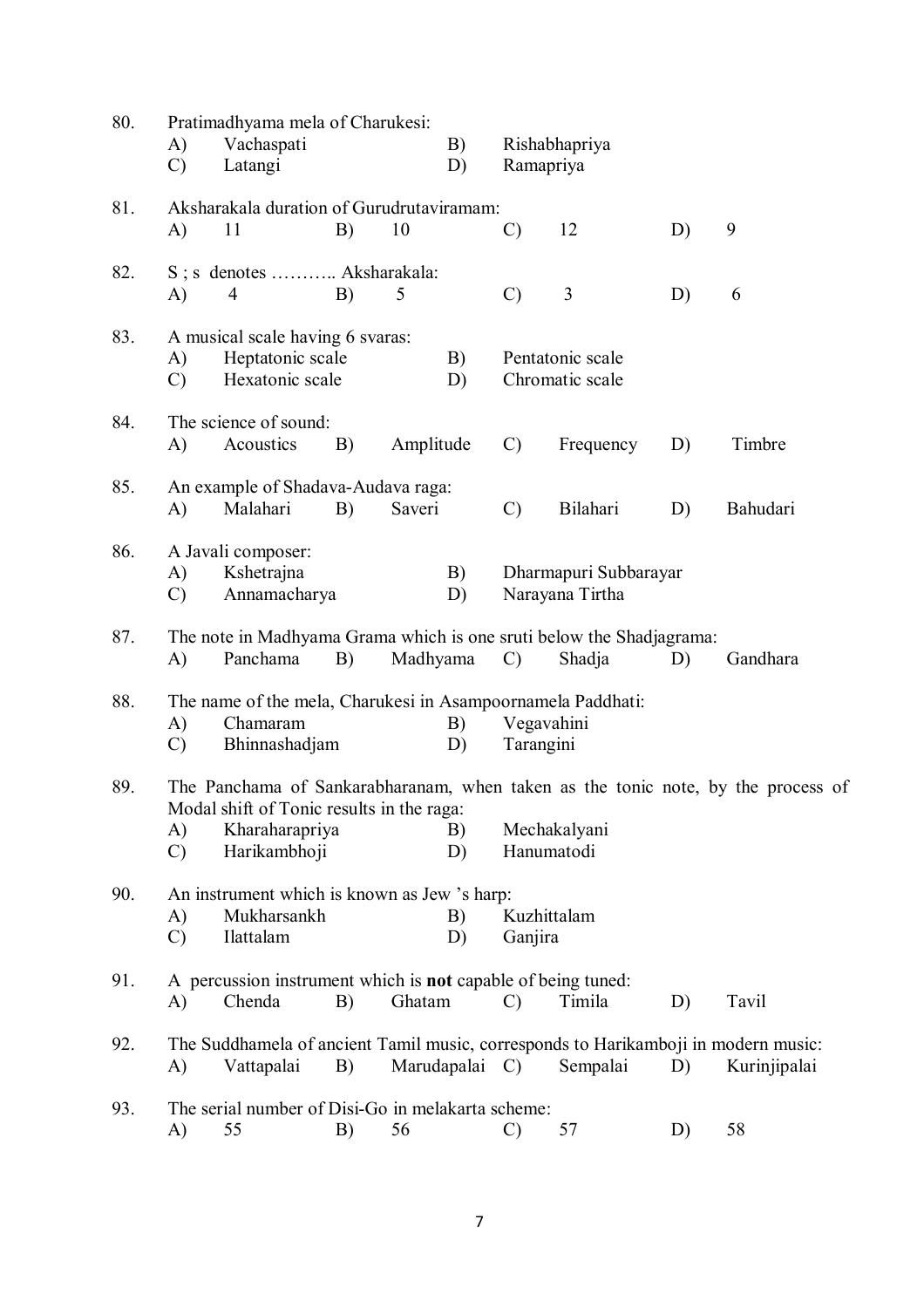80. Pratimadhyama mela of Charukesi:

A) Vachaspati B) Rishabhapriya
C) Latangi D) Ramapriya

81. Aksharakala duration of Gurudrutaviramam:

A) 11 B) 10 C) 12 D) 9

82. S ; s denotes ……….. Aksharakala:

A) 4 B) 5 C) 3 D) 6

83. A musical scale having 6 svaras:

A) Heptatonic scale B) Pentatonic scale
C) Hexatonic scale D) Chromatic scale

84. The science of sound:

A) Acoustics B) Amplitude C) Frequency D) Timbre

85. An example of Shadava-Audava raga:

A) Malahari B) Saveri C) Bilahari D) Bahudari

86. A Javali composer:

A) Kshetrajna B) Dharmapuri Subbarayar
C) Annamacharya D) Narayana Tirtha

87. The note in Madhyama Grama which is one sruti below the Shadjagrama:

A) Panchama B) Madhyama C) Shadja D) Gandhara

88. The name of the mela, Charukesi in Asampoornamela Paddhati:

A) Chamaram B) Vegavahini
C) Bhinnashadjam D) Tarangini

89. The Panchama of Sankarabharanam, when taken as the tonic note, by the process of Modal shift of Tonic results in the raga:

A) Kharaharapriya B) Mechakalyani
C) Harikambhoji D) Hanumatodi

90. An instrument which is known as Jew 's harp:

A) Mukharsankh B) Kuzhittalam
C) Ilattalam D) Ganjira

91. A percussion instrument which is **not** capable of being tuned:

A) Chenda B) Ghatam C) Timila D) Tavil

92. The Suddhamela of ancient Tamil music, corresponds to Harikamboji in modern music:

A) Vattapalai B) Marudapalai C) Sempalai D) Kurinjipalai

93. The serial number of Disi-Go in melakarta scheme:

A) 55 B) 56 C) 57 D) 58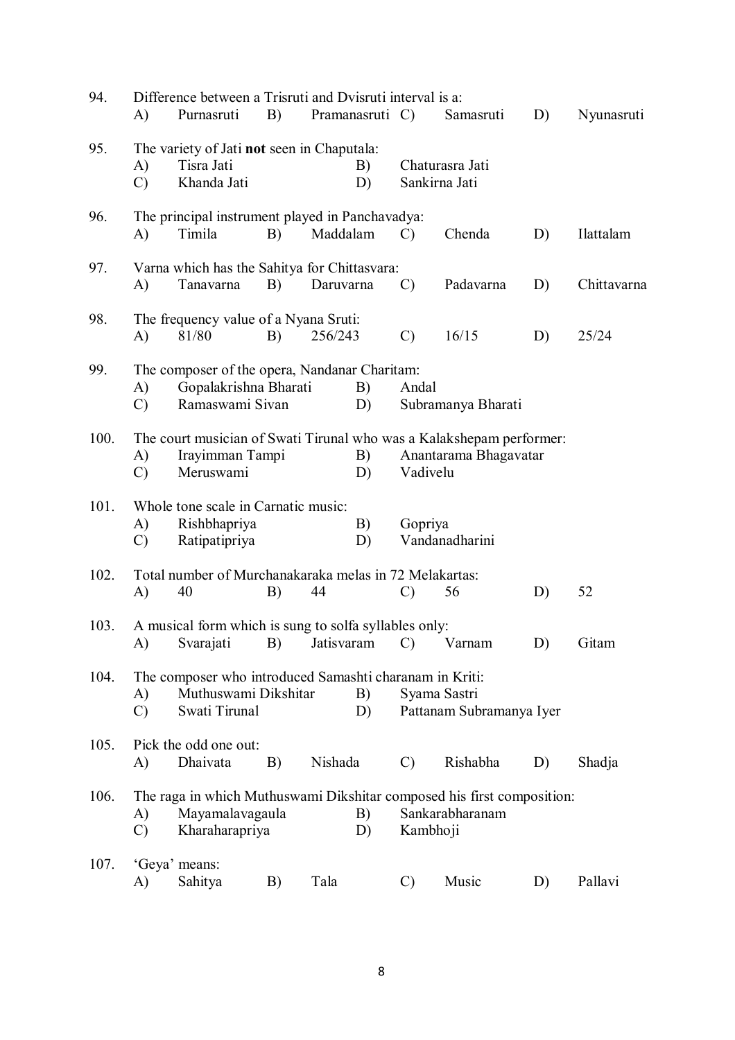94. Difference between a Trisruti and Dvisruti interval is a:

A) Purnasruti B) Pramanasruti C) Samasruti D) Nyunasruti

95. The variety of Jati **not** seen in Chaputala:

A) Tisra Jati B) Chaturasra Jati
C) Khanda Jati D) Sankirna Jati

96. The principal instrument played in Panchavadya:

A) Timila B) Maddalam C) Chenda D) Ilattalam

97. Varna which has the Sahitya for Chittasvara:

A) Tanavarna B) Daruvarna C) Padavarna D) Chittavarna

98. The frequency value of a Nyana Sruti:

A) 81/80 B) 256/243 C) 16/15 D) 25/24

99. The composer of the opera, Nandanar Charitam:

A) Gopalakrishna Bharati B) Andal
C) Ramaswami Sivan D) Subramanya Bharati

100. The court musician of Swati Tirunal who was a Kalakshepam performer:

A) Irayimman Tampi B) Anantarama Bhagavatar
C) Meruswami D) Vadivelu

101. Whole tone scale in Carnatic music:

A) Rishbhapriya B) Gopriya
C) Ratipatipriya D) Vandanadharini

102. Total number of Murchanakaraka melas in 72 Melakartas:

A) 40 B) 44 C) 56 D) 52

103. A musical form which is sung to solfa syllables only:

A) Svarajati B) Jatisvaram C) Varnam D) Gitam

104. The composer who introduced Samashti charanam in Kriti:

A) Muthuswami Dikshitar B) Syama Sastri
C) Swati Tirunal D) Pattanam Subramanya Iyer

105. Pick the odd one out:

A) Dhaivata B) Nishada C) Rishabha D) Shadja

106. The raga in which Muthuswami Dikshitar composed his first composition:

A) Mayamalavagaula B) Sankarabharanam
C) Kharaharapriya D) Kambhoji

107. 'Geya' means:

A) Sahitya B) Tala C) Music D) Pallavi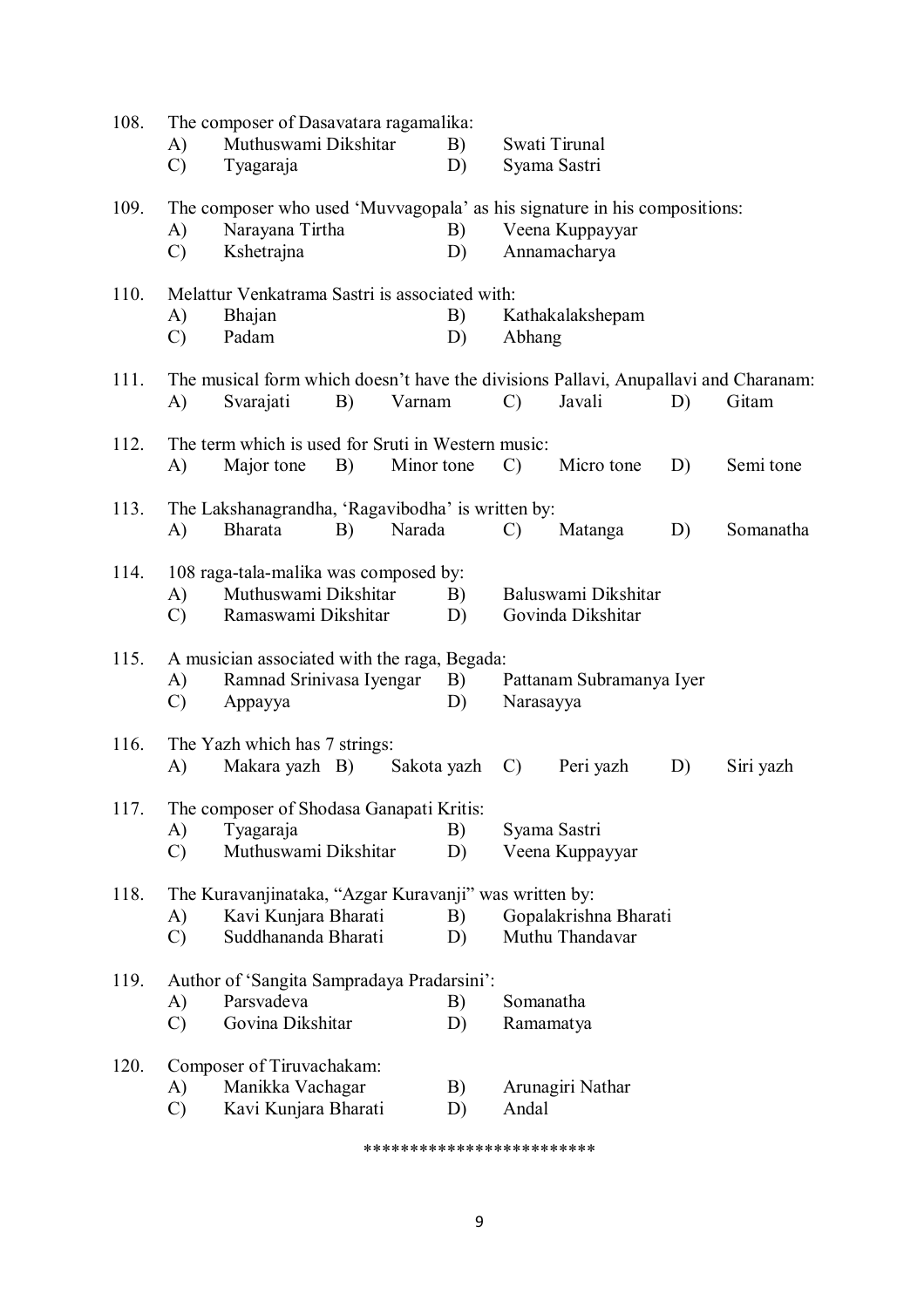108. The composer of Dasavatara ragamalika:
   A) Muthuswami Dikshitar    B) Swati Tirunal
   C) Tyagaraja    D) Syama Sastri

109. The composer who used 'Muvvagopala' as his signature in his compositions:
   A) Narayana Tirtha    B) Veena Kuppayyar
   C) Kshetrajna    D) Annamacharya

110. Melattur Venkatrama Sastri is associated with:
   A) Bhajan    B) Kathakalakshepam
   C) Padam    D) Abhang

111. The musical form which doesn't have the divisions Pallavi, Anupallavi and Charanam:
   A) Svarajati    B) Varnam    C) Javali    D) Gitam

112. The term which is used for Sruti in Western music:
   A) Major tone    B) Minor tone    C) Micro tone    D) Semi tone

113. The Lakshanagrandha, 'Ragavibodha' is written by:
   A) Bharata    B) Narada    C) Matanga    D) Somanatha

114. 108 raga-tala-malika was composed by:
   A) Muthuswami Dikshitar    B) Baluswami Dikshitar
   C) Ramaswami Dikshitar    D) Govinda Dikshitar

115. A musician associated with the raga, Begada:
   A) Ramnad Srinivasa Iyengar    B) Pattanam Subramanya Iyer
   C) Appayya    D) Narasayya

116. The Yazh which has 7 strings:
   A) Makara yazh    B) Sakota yazh    C) Peri yazh    D) Siri yazh

117. The composer of Shodasa Ganapati Kritis:
   A) Tyagaraja    B) Syama Sastri
   C) Muthuswami Dikshitar    D) Veena Kuppayyar

118. The Kuravanjinataka, "Azgar Kuravanji" was written by:
   A) Kavi Kunjara Bharati    B) Gopalakrishna Bharati
   C) Suddhananda Bharati    D) Muthu Thandavar

119. Author of 'Sangita Sampradaya Pradarsini':
   A) Parsvadeva    B) Somanatha
   C) Govina Dikshitar    D) Ramamatya

120. Composer of Tiruvachakam:
   A) Manikka Vachagar    B) Arunagiri Nathar
   C) Kavi Kunjara Bharati    D) Andal

************************